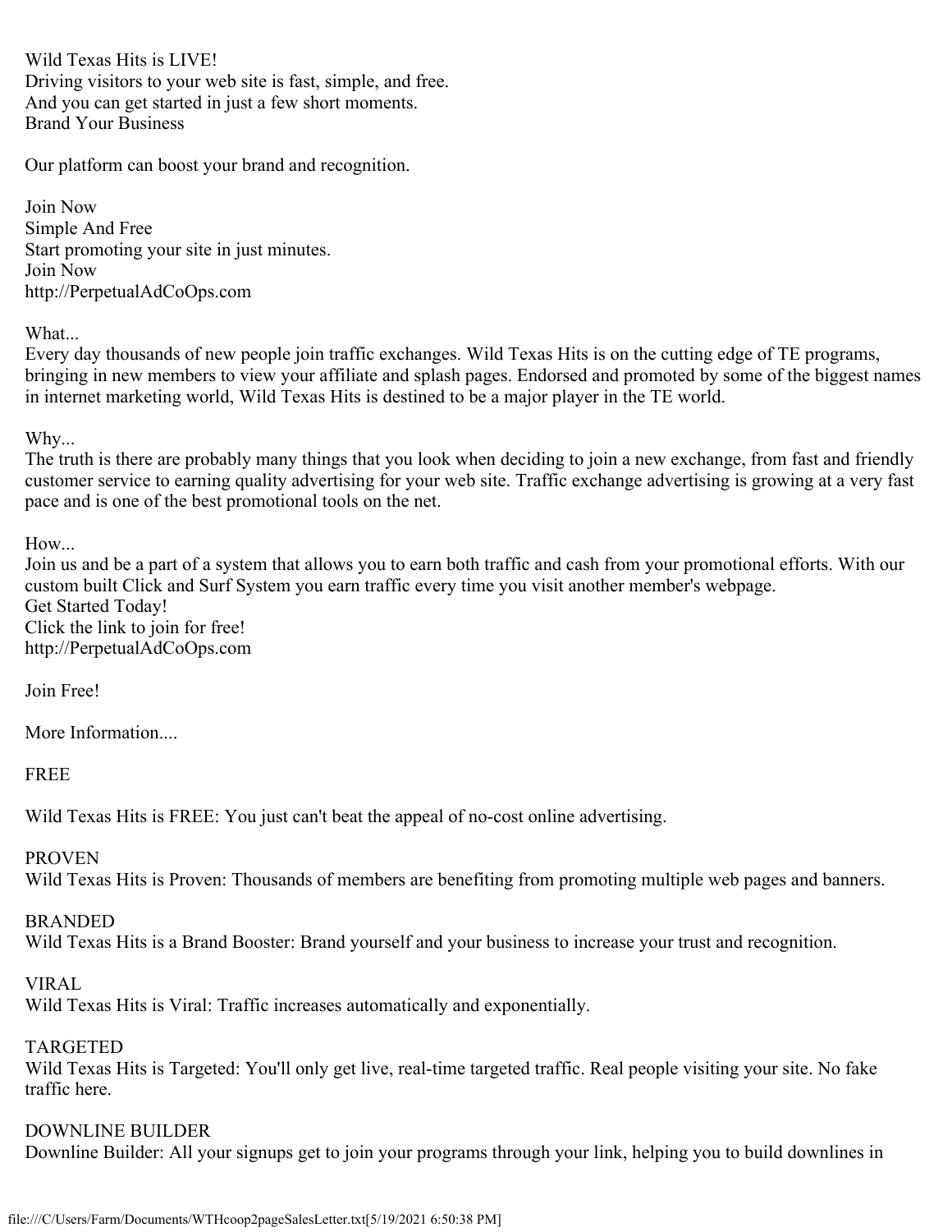Wild Texas Hits is LIVE!
Driving visitors to your web site is fast, simple, and free.
And you can get started in just a few short moments.
Brand Your Business

Our platform can boost your brand and recognition.

Join Now
Simple And Free
Start promoting your site in just minutes.
Join Now
http://PerpetualAdCoOps.com

What...
Every day thousands of new people join traffic exchanges. Wild Texas Hits is on the cutting edge of TE programs, bringing in new members to view your affiliate and splash pages. Endorsed and promoted by some of the biggest names in internet marketing world, Wild Texas Hits is destined to be a major player in the TE world.

Why...
The truth is there are probably many things that you look when deciding to join a new exchange, from fast and friendly customer service to earning quality advertising for your web site. Traffic exchange advertising is growing at a very fast pace and is one of the best promotional tools on the net.

How...
Join us and be a part of a system that allows you to earn both traffic and cash from your promotional efforts. With our custom built Click and Surf System you earn traffic every time you visit another member's webpage.
Get Started Today!
Click the link to join for free!
http://PerpetualAdCoOps.com

Join Free!

More Information....

FREE

Wild Texas Hits is FREE: You just can't beat the appeal of no-cost online advertising.

PROVEN
Wild Texas Hits is Proven: Thousands of members are benefiting from promoting multiple web pages and banners.

BRANDED
Wild Texas Hits is a Brand Booster: Brand yourself and your business to increase your trust and recognition.

VIRAL
Wild Texas Hits is Viral: Traffic increases automatically and exponentially.

TARGETED
Wild Texas Hits is Targeted: You'll only get live, real-time targeted traffic. Real people visiting your site. No fake traffic here.

DOWNLINE BUILDER
Downline Builder: All your signups get to join your programs through your link, helping you to build downlines in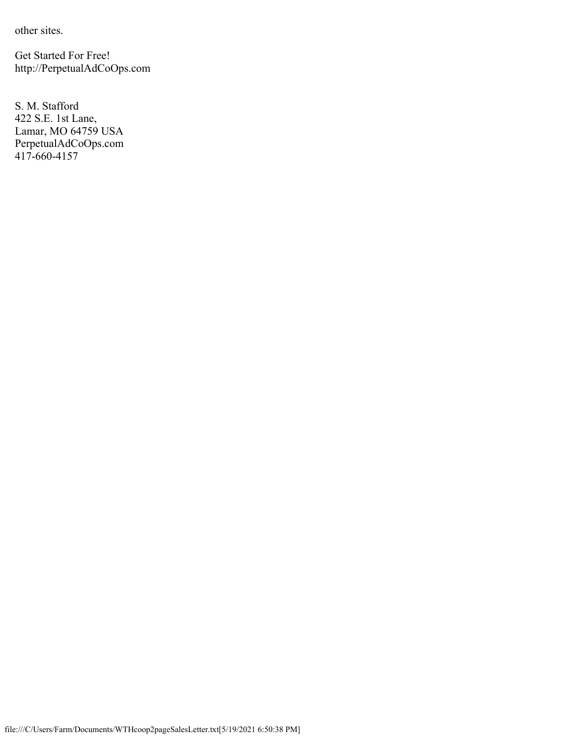other sites.

Get Started For Free!
http://PerpetualAdCoOps.com

S. M. Stafford
422 S.E. 1st Lane,
Lamar, MO 64759 USA
PerpetualAdCoOps.com
417-660-4157